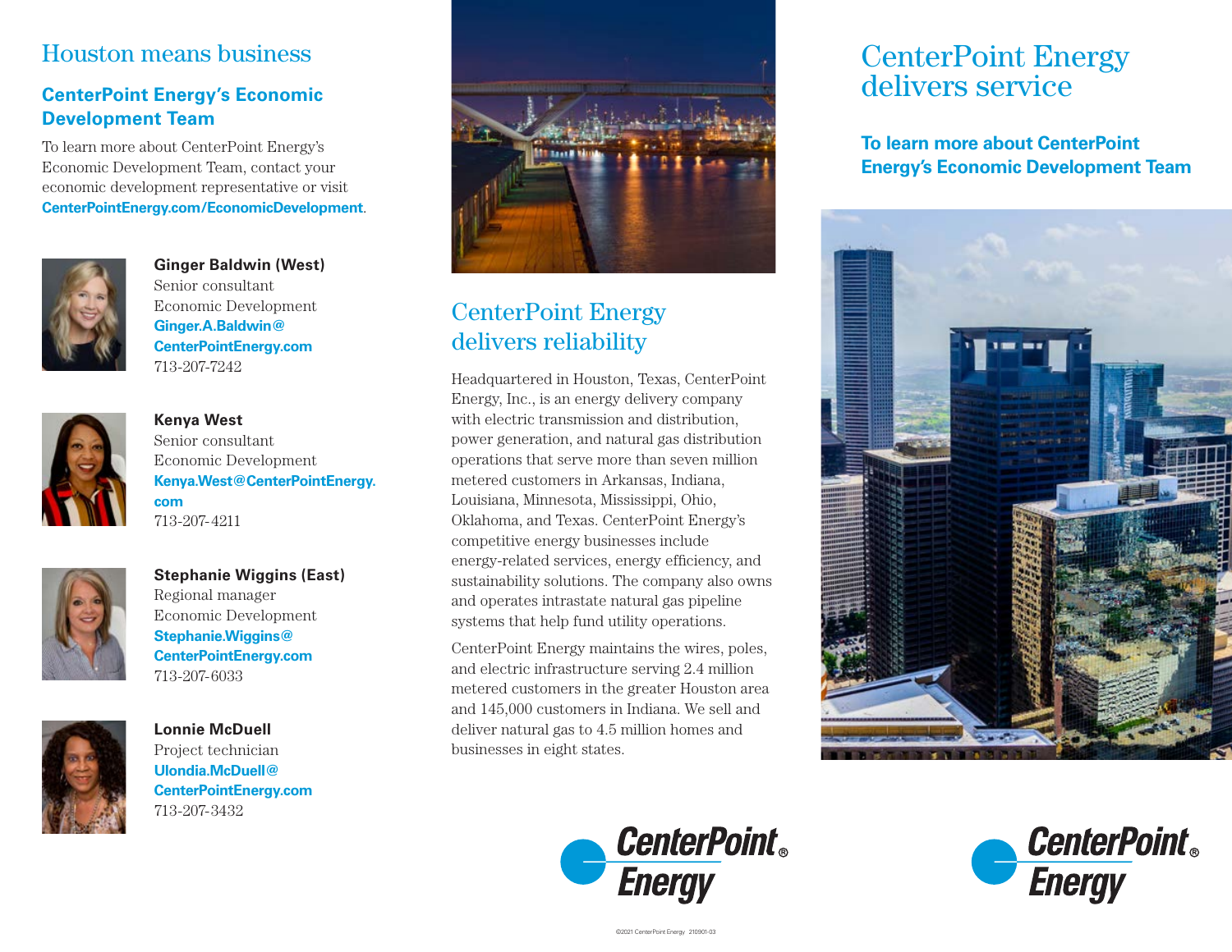# Houston means business

## CenterPoint Energy's Economic Development Team

To learn more about CenterPoint Energy's Economic Development Team, contact your economic development representative or visit **CenterPointEnergy.com/EconomicDevelopment**.

**Ginger Baldwin (West)**
Senior consultant
Economic Development
**Ginger.A.Baldwin@CenterPointEnergy.com**
713-207-7242

**Kenya West**
Senior consultant
Economic Development
**Kenya.West@CenterPointEnergy.com**
713-207-4211

**Stephanie Wiggins (East)**
Regional manager
Economic Development
**Stephanie.Wiggins@CenterPointEnergy.com**
713-207-6033

**Lonnie McDuell**
Project technician
**Ulondia.McDuell@CenterPointEnergy.com**
713-207-3432

# CenterPoint Energy delivers reliability

Headquartered in Houston, Texas, CenterPoint Energy, Inc., is an energy delivery company with electric transmission and distribution, power generation, and natural gas distribution operations that serve more than seven million metered customers in Arkansas, Indiana, Louisiana, Minnesota, Mississippi, Ohio, Oklahoma, and Texas. CenterPoint Energy's competitive energy businesses include energy-related services, energy efficiency, and sustainability solutions. The company also owns and operates intrastate natural gas pipeline systems that help fund utility operations.

CenterPoint Energy maintains the wires, poles, and electric infrastructure serving 2.4 million metered customers in the greater Houston area and 145,000 customers in Indiana. We sell and deliver natural gas to 4.5 million homes and businesses in eight states.

CenterPoint Energy

©2021 CenterPoint Energy 210901-03

# CenterPoint Energy delivers service

## To learn more about CenterPoint Energy's Economic Development Team

CenterPoint Energy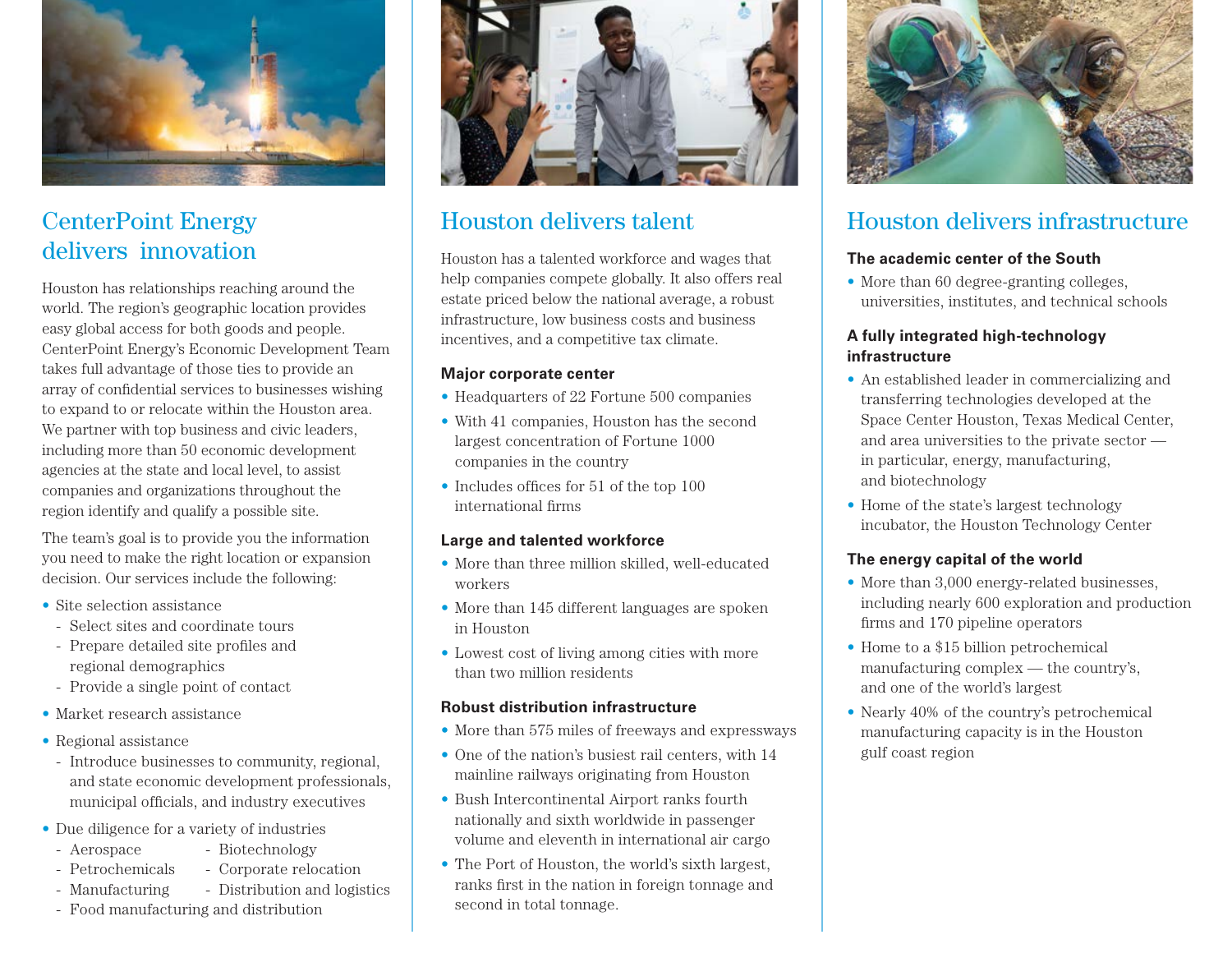## CenterPoint Energy delivers innovation

Houston has relationships reaching around the world. The region's geographic location provides easy global access for both goods and people. CenterPoint Energy's Economic Development Team takes full advantage of those ties to provide an array of confidential services to businesses wishing to expand to or relocate within the Houston area. We partner with top business and civic leaders, including more than 50 economic development agencies at the state and local level, to assist companies and organizations throughout the region identify and qualify a possible site.

The team's goal is to provide you the information you need to make the right location or expansion decision. Our services include the following:

- Site selection assistance
  - Select sites and coordinate tours
  - Prepare detailed site profiles and regional demographics
  - Provide a single point of contact
- Market research assistance
- Regional assistance
  - Introduce businesses to community, regional, and state economic development professionals, municipal officials, and industry executives
- Due diligence for a variety of industries
  - Aerospace
  - Biotechnology
  - Petrochemicals
  - Corporate relocation
  - Manufacturing
  - Distribution and logistics
  - Food manufacturing and distribution

## Houston delivers talent

Houston has a talented workforce and wages that help companies compete globally. It also offers real estate priced below the national average, a robust infrastructure, low business costs and business incentives, and a competitive tax climate.

**Major corporate center**

- Headquarters of 22 Fortune 500 companies
- With 41 companies, Houston has the second largest concentration of Fortune 1000 companies in the country
- Includes offices for 51 of the top 100 international firms

**Large and talented workforce**

- More than three million skilled, well-educated workers
- More than 145 different languages are spoken in Houston
- Lowest cost of living among cities with more than two million residents

**Robust distribution infrastructure**

- More than 575 miles of freeways and expressways
- One of the nation's busiest rail centers, with 14 mainline railways originating from Houston
- Bush Intercontinental Airport ranks fourth nationally and sixth worldwide in passenger volume and eleventh in international air cargo
- The Port of Houston, the world's sixth largest, ranks first in the nation in foreign tonnage and second in total tonnage.

## Houston delivers infrastructure

**The academic center of the South**

- More than 60 degree-granting colleges, universities, institutes, and technical schools

**A fully integrated high-technology infrastructure**

- An established leader in commercializing and transferring technologies developed at the Space Center Houston, Texas Medical Center, and area universities to the private sector — in particular, energy, manufacturing, and biotechnology
- Home of the state's largest technology incubator, the Houston Technology Center

**The energy capital of the world**

- More than 3,000 energy-related businesses, including nearly 600 exploration and production firms and 170 pipeline operators
- Home to a $15 billion petrochemical manufacturing complex — the country's, and one of the world's largest
- Nearly 40% of the country's petrochemical manufacturing capacity is in the Houston gulf coast region